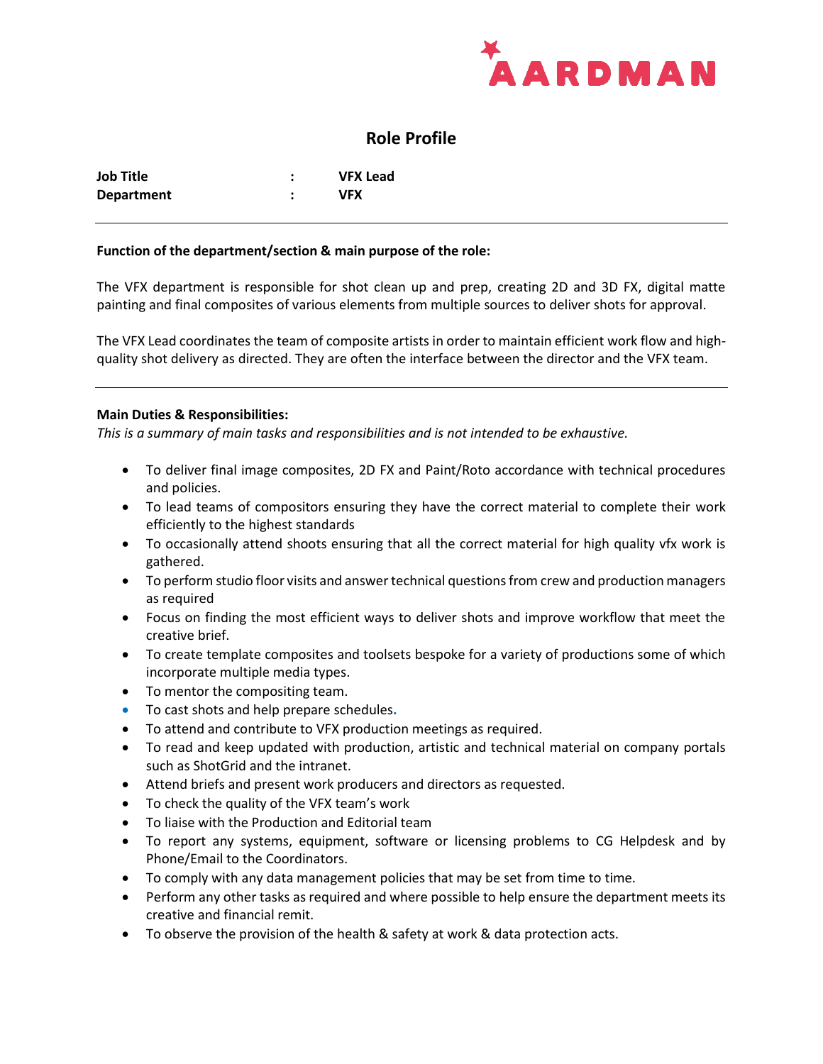AARDMAN

# Role Profile

| | | |
|---|---|---|
| **Job Title** | : | **VFX Lead** |
| **Department** | : | **VFX** |

---

**Function of the department/section & main purpose of the role:**

The VFX department is responsible for shot clean up and prep, creating 2D and 3D FX, digital matte painting and final composites of various elements from multiple sources to deliver shots for approval.

The VFX Lead coordinates the team of composite artists in order to maintain efficient work flow and high-quality shot delivery as directed. They are often the interface between the director and the VFX team.

---

**Main Duties & Responsibilities:**

*This is a summary of main tasks and responsibilities and is not intended to be exhaustive.*

- To deliver final image composites, 2D FX and Paint/Roto accordance with technical procedures and policies.
- To lead teams of compositors ensuring they have the correct material to complete their work efficiently to the highest standards
- To occasionally attend shoots ensuring that all the correct material for high quality vfx work is gathered.
- To perform studio floor visits and answer technical questions from crew and production managers as required
- Focus on finding the most efficient ways to deliver shots and improve workflow that meet the creative brief.
- To create template composites and toolsets bespoke for a variety of productions some of which incorporate multiple media types.
- To mentor the compositing team.
- To cast shots and help prepare schedules.
- To attend and contribute to VFX production meetings as required.
- To read and keep updated with production, artistic and technical material on company portals such as ShotGrid and the intranet.
- Attend briefs and present work producers and directors as requested.
- To check the quality of the VFX team's work
- To liaise with the Production and Editorial team
- To report any systems, equipment, software or licensing problems to CG Helpdesk and by Phone/Email to the Coordinators.
- To comply with any data management policies that may be set from time to time.
- Perform any other tasks as required and where possible to help ensure the department meets its creative and financial remit.
- To observe the provision of the health & safety at work & data protection acts.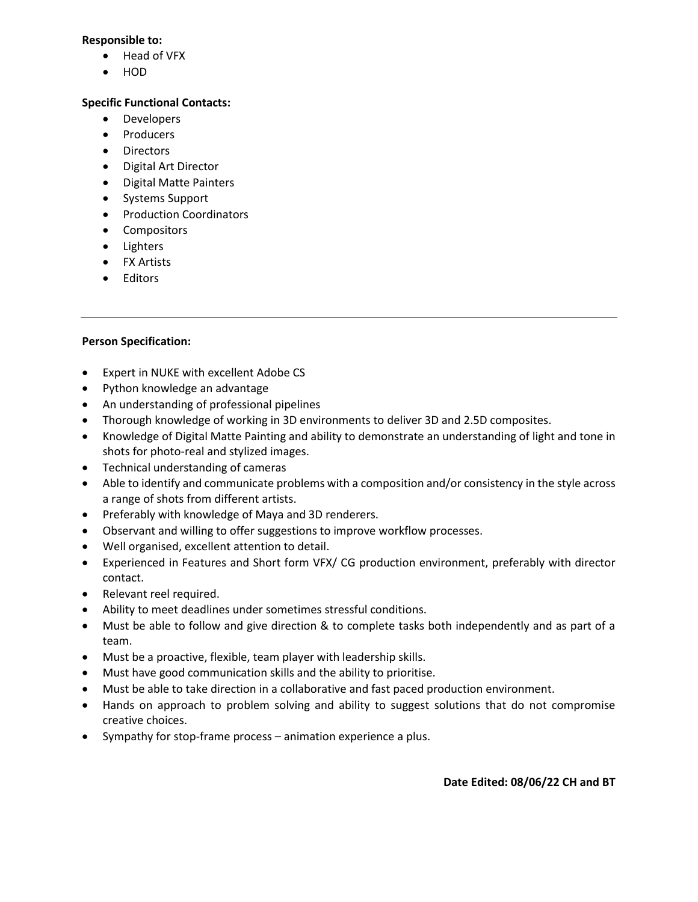**Responsible to:**

- Head of VFX
- HOD

**Specific Functional Contacts:**

- Developers
- Producers
- Directors
- Digital Art Director
- Digital Matte Painters
- Systems Support
- Production Coordinators
- Compositors
- Lighters
- FX Artists
- Editors

---

**Person Specification:**

- Expert in NUKE with excellent Adobe CS
- Python knowledge an advantage
- An understanding of professional pipelines
- Thorough knowledge of working in 3D environments to deliver 3D and 2.5D composites.
- Knowledge of Digital Matte Painting and ability to demonstrate an understanding of light and tone in shots for photo-real and stylized images.
- Technical understanding of cameras
- Able to identify and communicate problems with a composition and/or consistency in the style across a range of shots from different artists.
- Preferably with knowledge of Maya and 3D renderers.
- Observant and willing to offer suggestions to improve workflow processes.
- Well organised, excellent attention to detail.
- Experienced in Features and Short form VFX/ CG production environment, preferably with director contact.
- Relevant reel required.
- Ability to meet deadlines under sometimes stressful conditions.
- Must be able to follow and give direction & to complete tasks both independently and as part of a team.
- Must be a proactive, flexible, team player with leadership skills.
- Must have good communication skills and the ability to prioritise.
- Must be able to take direction in a collaborative and fast paced production environment.
- Hands on approach to problem solving and ability to suggest solutions that do not compromise creative choices.
- Sympathy for stop-frame process – animation experience a plus.

**Date Edited: 08/06/22 CH and BT**